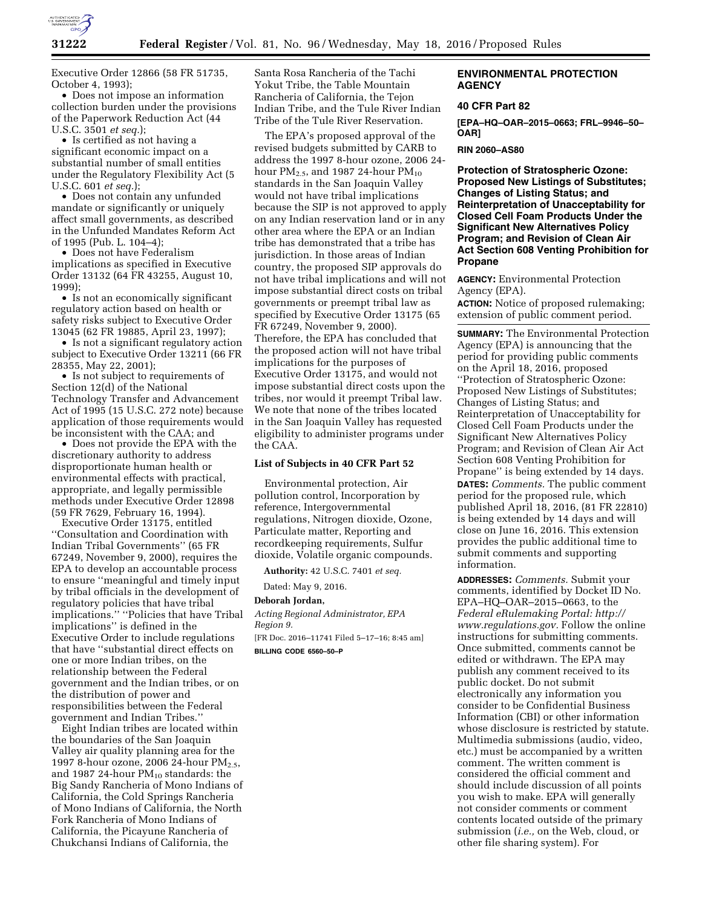Executive Order 12866 (58 FR 51735, October 4, 1993);

- Does not impose an information collection burden under the provisions of the Paperwork Reduction Act (44 U.S.C. 3501 *et seq.*);
- Is certified as not having a significant economic impact on a substantial number of small entities under the Regulatory Flexibility Act (5 U.S.C. 601 *et seq.*);
- Does not contain any unfunded mandate or significantly or uniquely affect small governments, as described in the Unfunded Mandates Reform Act of 1995 (Pub. L. 104–4);
- Does not have Federalism implications as specified in Executive Order 13132 (64 FR 43255, August 10, 1999);
- Is not an economically significant regulatory action based on health or safety risks subject to Executive Order 13045 (62 FR 19885, April 23, 1997);
- Is not a significant regulatory action subject to Executive Order 13211 (66 FR 28355, May 22, 2001);
- Is not subject to requirements of Section 12(d) of the National Technology Transfer and Advancement Act of 1995 (15 U.S.C. 272 note) because application of those requirements would be inconsistent with the CAA; and
- Does not provide the EPA with the discretionary authority to address disproportionate human health or environmental effects with practical, appropriate, and legally permissible methods under Executive Order 12898 (59 FR 7629, February 16, 1994).

Executive Order 13175, entitled ''Consultation and Coordination with Indian Tribal Governments'' (65 FR 67249, November 9, 2000), requires the EPA to develop an accountable process to ensure ''meaningful and timely input by tribal officials in the development of regulatory policies that have tribal implications.'' ''Policies that have Tribal implications'' is defined in the Executive Order to include regulations that have ''substantial direct effects on one or more Indian tribes, on the relationship between the Federal government and the Indian tribes, or on the distribution of power and responsibilities between the Federal government and Indian Tribes.''

Eight Indian tribes are located within the boundaries of the San Joaquin Valley air quality planning area for the 1997 8-hour ozone, 2006 24-hour $PM_{2.5}$, and 1987 24-hour $PM_{10}$ standards: the Big Sandy Rancheria of Mono Indians of California, the Cold Springs Rancheria of Mono Indians of California, the North Fork Rancheria of Mono Indians of California, the Picayune Rancheria of Chukchansi Indians of California, the Santa Rosa Rancheria of the Tachi Yokut Tribe, the Table Mountain Rancheria of California, the Tejon Indian Tribe, and the Tule River Indian Tribe of the Tule River Reservation.

The EPA's proposed approval of the revised budgets submitted by CARB to address the 1997 8-hour ozone, 2006 24-hour $PM_{2.5}$, and 1987 24-hour $PM_{10}$ standards in the San Joaquin Valley would not have tribal implications because the SIP is not approved to apply on any Indian reservation land or in any other area where the EPA or an Indian tribe has demonstrated that a tribe has jurisdiction. In those areas of Indian country, the proposed SIP approvals do not have tribal implications and will not impose substantial direct costs on tribal governments or preempt tribal law as specified by Executive Order 13175 (65 FR 67249, November 9, 2000). Therefore, the EPA has concluded that the proposed action will not have tribal implications for the purposes of Executive Order 13175, and would not impose substantial direct costs upon the tribes, nor would it preempt Tribal law. We note that none of the tribes located in the San Joaquin Valley has requested eligibility to administer programs under the CAA.

### List of Subjects in 40 CFR Part 52

Environmental protection, Air pollution control, Incorporation by reference, Intergovernmental regulations, Nitrogen dioxide, Ozone, Particulate matter, Reporting and recordkeeping requirements, Sulfur dioxide, Volatile organic compounds.

**Authority:** 42 U.S.C. 7401 *et seq.*

Dated: May 9, 2016.

**Deborah Jordan,**

*Acting Regional Administrator, EPA Region 9.*

[FR Doc. 2016–11741 Filed 5–17–16; 8:45 am]

**BILLING CODE 6560–50–P**

## ENVIRONMENTAL PROTECTION AGENCY

### 40 CFR Part 82

**[EPA–HQ–OAR–2015–0663; FRL–9946–50–OAR]**

**RIN 2060–AS80**

### Protection of Stratospheric Ozone: Proposed New Listings of Substitutes; Changes of Listing Status; and Reinterpretation of Unacceptability for Closed Cell Foam Products Under the Significant New Alternatives Policy Program; and Revision of Clean Air Act Section 608 Venting Prohibition for Propane

**AGENCY:** Environmental Protection Agency (EPA).

**ACTION:** Notice of proposed rulemaking; extension of public comment period.

**SUMMARY:** The Environmental Protection Agency (EPA) is announcing that the period for providing public comments on the April 18, 2016, proposed ''Protection of Stratospheric Ozone: Proposed New Listings of Substitutes; Changes of Listing Status; and Reinterpretation of Unacceptability for Closed Cell Foam Products under the Significant New Alternatives Policy Program; and Revision of Clean Air Act Section 608 Venting Prohibition for Propane'' is being extended by 14 days.

**DATES:** *Comments.* The public comment period for the proposed rule, which published April 18, 2016, (81 FR 22810) is being extended by 14 days and will close on June 16, 2016. This extension provides the public additional time to submit comments and supporting information.

**ADDRESSES:** *Comments.* Submit your comments, identified by Docket ID No. EPA–HQ–OAR–2015–0663, to the *Federal eRulemaking Portal: http://www.regulations.gov.* Follow the online instructions for submitting comments. Once submitted, comments cannot be edited or withdrawn. The EPA may publish any comment received to its public docket. Do not submit electronically any information you consider to be Confidential Business Information (CBI) or other information whose disclosure is restricted by statute. Multimedia submissions (audio, video, etc.) must be accompanied by a written comment. The written comment is considered the official comment and should include discussion of all points you wish to make. EPA will generally not consider comments or comment contents located outside of the primary submission (*i.e.,* on the Web, cloud, or other file sharing system). For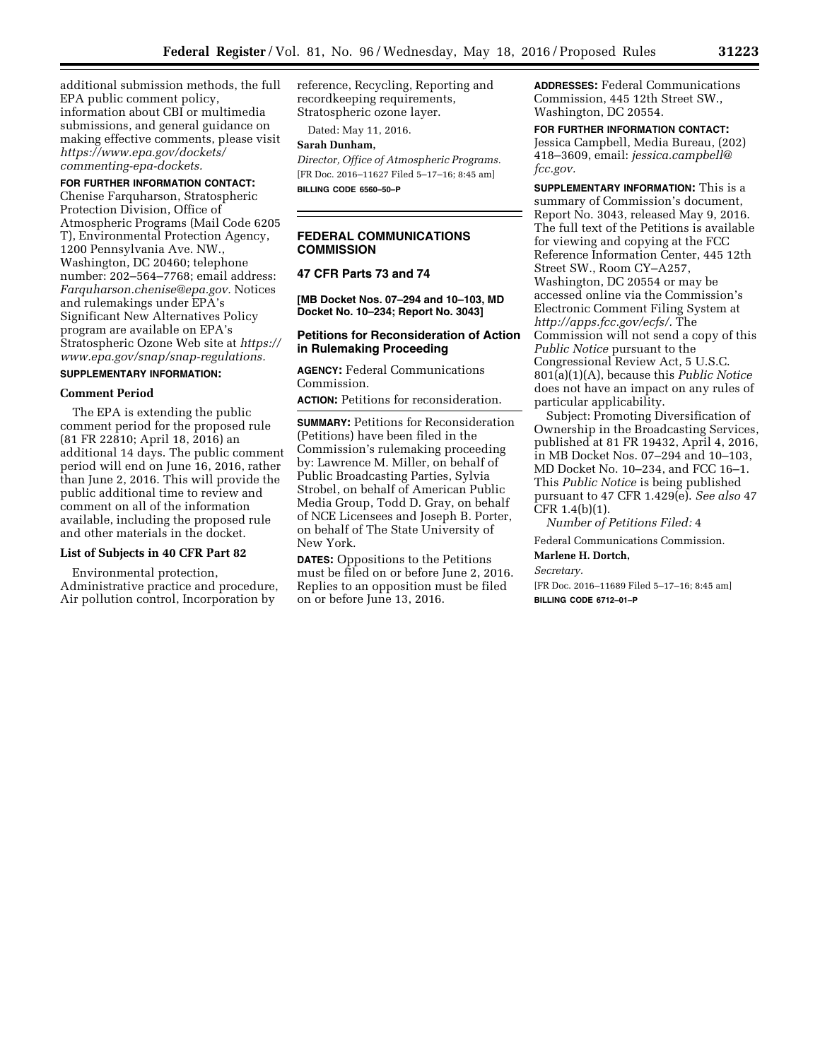additional submission methods, the full EPA public comment policy, information about CBI or multimedia submissions, and general guidance on making effective comments, please visit *https://www.epa.gov/dockets/commenting-epa-dockets.*

**FOR FURTHER INFORMATION CONTACT:** Chenise Farquharson, Stratospheric Protection Division, Office of Atmospheric Programs (Mail Code 6205 T), Environmental Protection Agency, 1200 Pennsylvania Ave. NW., Washington, DC 20460; telephone number: 202–564–7768; email address: *Farquharson.chenise@epa.gov.* Notices and rulemakings under EPA's Significant New Alternatives Policy program are available on EPA's Stratospheric Ozone Web site at *https://www.epa.gov/snap/snap-regulations.*

**SUPPLEMENTARY INFORMATION:**

**Comment Period**

The EPA is extending the public comment period for the proposed rule (81 FR 22810; April 18, 2016) an additional 14 days. The public comment period will end on June 16, 2016, rather than June 2, 2016. This will provide the public additional time to review and comment on all of the information available, including the proposed rule and other materials in the docket.

**List of Subjects in 40 CFR Part 82**

Environmental protection, Administrative practice and procedure, Air pollution control, Incorporation by reference, Recycling, Reporting and recordkeeping requirements, Stratospheric ozone layer.

Dated: May 11, 2016.

**Sarah Dunham,**

*Director, Office of Atmospheric Programs.*

[FR Doc. 2016–11627 Filed 5–17–16; 8:45 am]

**BILLING CODE 6560–50–P**

---

## FEDERAL COMMUNICATIONS COMMISSION

### 47 CFR Parts 73 and 74

**[MB Docket Nos. 07–294 and 10–103, MD Docket No. 10–234; Report No. 3043]**

### Petitions for Reconsideration of Action in Rulemaking Proceeding

**AGENCY:** Federal Communications Commission.

**ACTION:** Petitions for reconsideration.

**SUMMARY:** Petitions for Reconsideration (Petitions) have been filed in the Commission's rulemaking proceeding by: Lawrence M. Miller, on behalf of Public Broadcasting Parties, Sylvia Strobel, on behalf of American Public Media Group, Todd D. Gray, on behalf of NCE Licensees and Joseph B. Porter, on behalf of The State University of New York.

**DATES:** Oppositions to the Petitions must be filed on or before June 2, 2016. Replies to an opposition must be filed on or before June 13, 2016.

**ADDRESSES:** Federal Communications Commission, 445 12th Street SW., Washington, DC 20554.

**FOR FURTHER INFORMATION CONTACT:** Jessica Campbell, Media Bureau, (202) 418–3609, email: *jessica.campbell@fcc.gov.*

**SUPPLEMENTARY INFORMATION:** This is a summary of Commission's document, Report No. 3043, released May 9, 2016. The full text of the Petitions is available for viewing and copying at the FCC Reference Information Center, 445 12th Street SW., Room CY–A257, Washington, DC 20554 or may be accessed online via the Commission's Electronic Comment Filing System at *http://apps.fcc.gov/ecfs/.* The Commission will not send a copy of this *Public Notice* pursuant to the Congressional Review Act, 5 U.S.C. 801(a)(1)(A), because this *Public Notice* does not have an impact on any rules of particular applicability.

Subject: Promoting Diversification of Ownership in the Broadcasting Services, published at 81 FR 19432, April 4, 2016, in MB Docket Nos. 07–294 and 10–103, MD Docket No. 10–234, and FCC 16–1. This *Public Notice* is being published pursuant to 47 CFR 1.429(e). *See also* 47 CFR 1.4(b)(1).

*Number of Petitions Filed:* 4

Federal Communications Commission.

**Marlene H. Dortch,**

*Secretary.*

[FR Doc. 2016–11689 Filed 5–17–16; 8:45 am]

**BILLING CODE 6712–01–P**